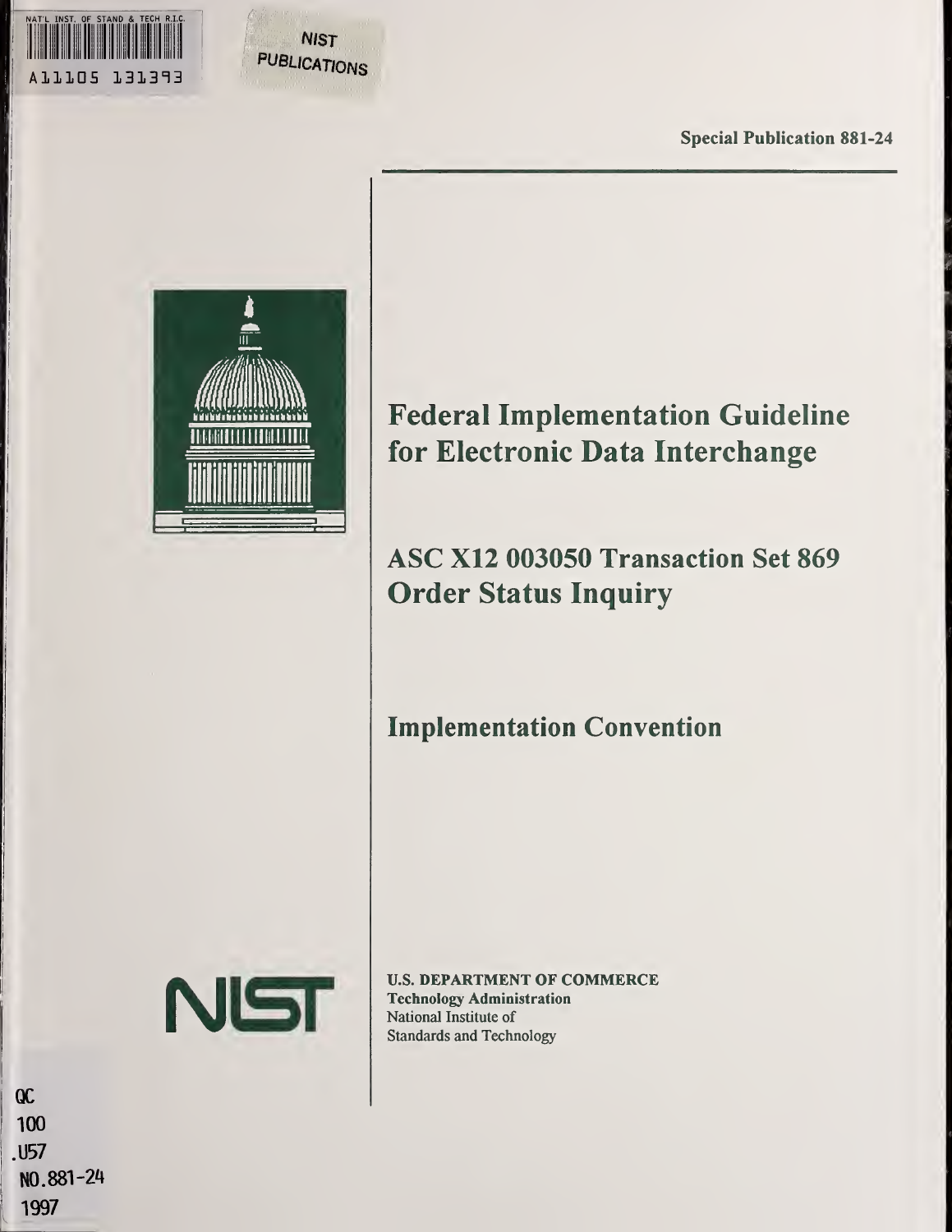NAT'L INST. OF STAND & TECH R.I.C.

A11105 131393

NIST PUBLICATIONS

Special Publication 881-24

# Federal Implementation Guideline for Electronic Data Interchange

## ASC X12 003050 Transaction Set 869 Order Status Inquiry

## Implementation Convention

NIST

**U.S. DEPARTMENT OF COMMERCE**
**Technology Administration**
National Institute of Standards and Technology

QC
100
.U57
NO.881-24
1997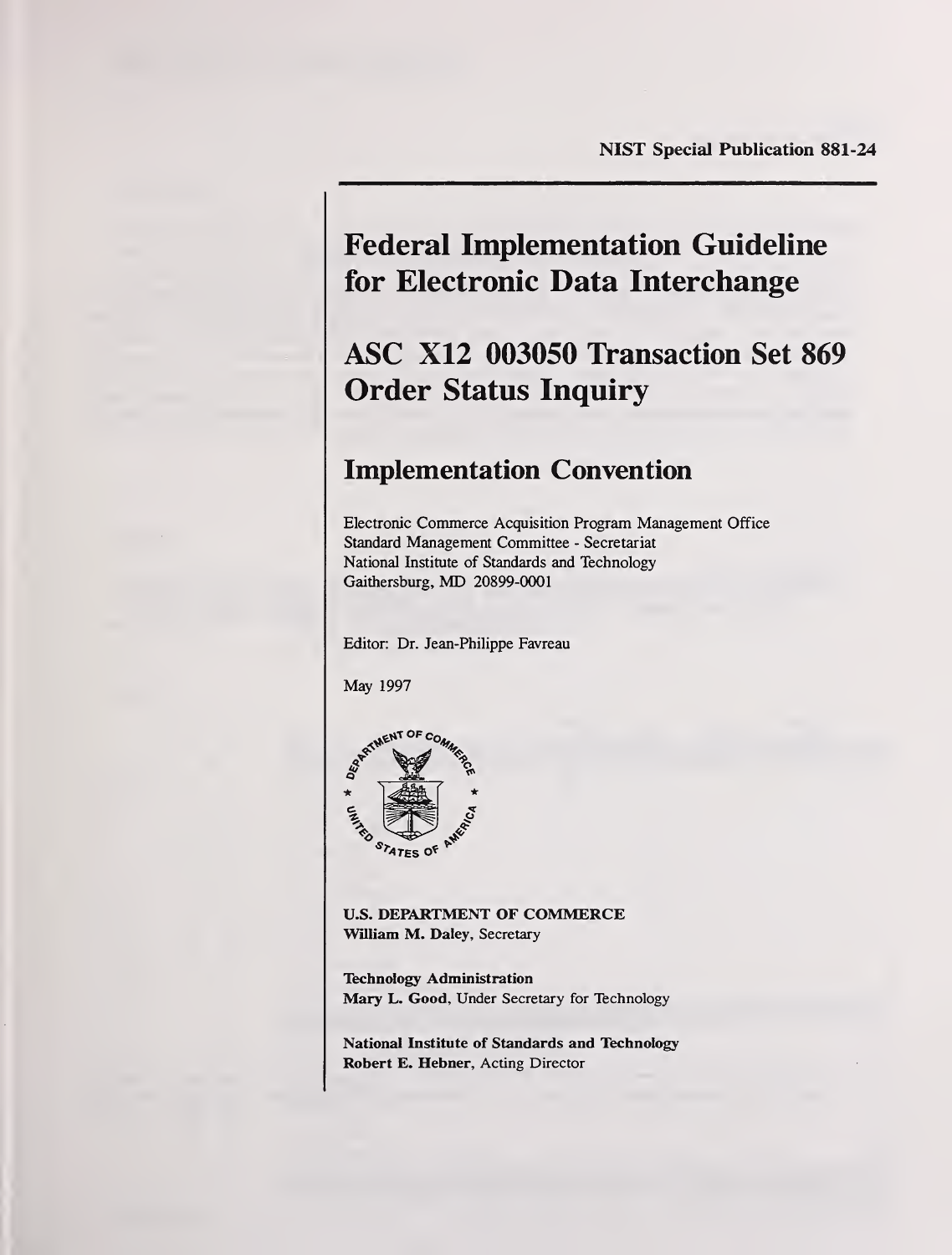NIST Special Publication 881-24

# Federal Implementation Guideline for Electronic Data Interchange

# ASC X12 003050 Transaction Set 869 Order Status Inquiry

## Implementation Convention

Electronic Commerce Acquisition Program Management Office
Standard Management Committee - Secretariat
National Institute of Standards and Technology
Gaithersburg, MD 20899-0001

Editor: Dr. Jean-Philippe Favreau

May 1997

**U.S. DEPARTMENT OF COMMERCE**
**William M. Daley**, Secretary

**Technology Administration**
**Mary L. Good**, Under Secretary for Technology

**National Institute of Standards and Technology**
**Robert E. Hebner**, Acting Director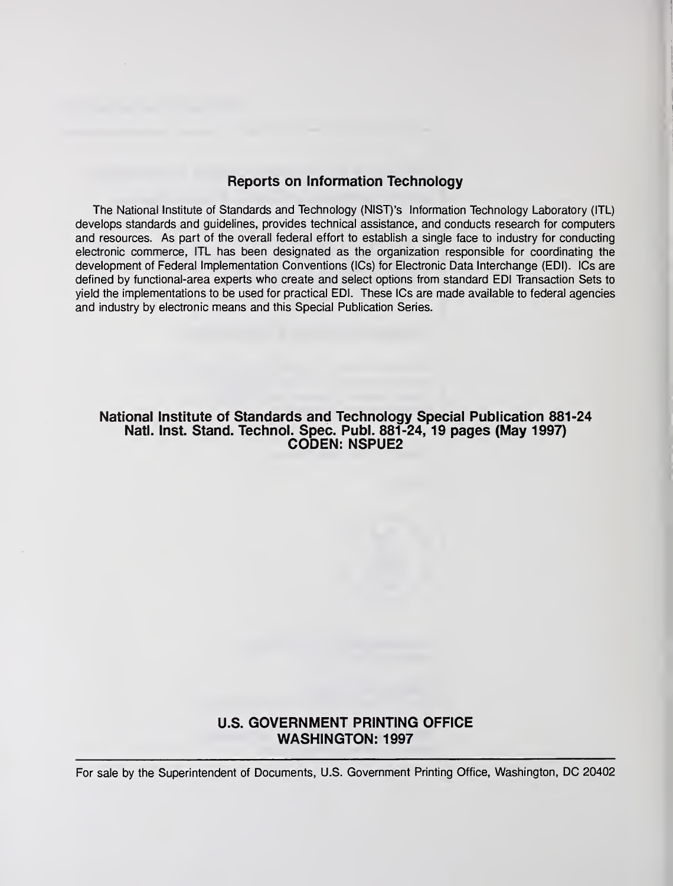## Reports on Information Technology

The National Institute of Standards and Technology (NIST)'s Information Technology Laboratory (ITL) develops standards and guidelines, provides technical assistance, and conducts research for computers and resources. As part of the overall federal effort to establish a single face to industry for conducting electronic commerce, ITL has been designated as the organization responsible for coordinating the development of Federal Implementation Conventions (ICs) for Electronic Data Interchange (EDI). ICs are defined by functional-area experts who create and select options from standard EDI Transaction Sets to yield the implementations to be used for practical EDI. These ICs are made available to federal agencies and industry by electronic means and this Special Publication Series.

**National Institute of Standards and Technology Special Publication 881-24**
**Natl. Inst. Stand. Technol. Spec. Publ. 881-24, 19 pages (May 1997)**
**CODEN: NSPUE2**

**U.S. GOVERNMENT PRINTING OFFICE**
**WASHINGTON: 1997**

---

For sale by the Superintendent of Documents, U.S. Government Printing Office, Washington, DC 20402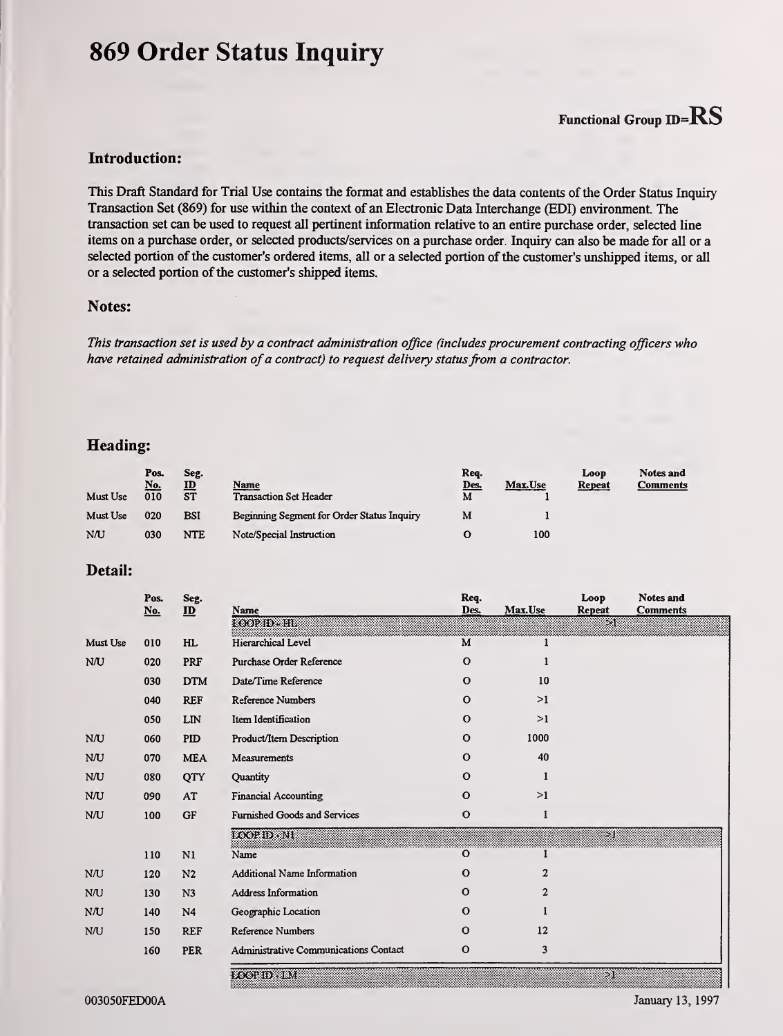# 869 Order Status Inquiry

**Functional Group ID=RS**

### Introduction:

This Draft Standard for Trial Use contains the format and establishes the data contents of the Order Status Inquiry Transaction Set (869) for use within the context of an Electronic Data Interchange (EDI) environment. The transaction set can be used to request all pertinent information relative to an entire purchase order, selected line items on a purchase order, or selected products/services on a purchase order. Inquiry can also be made for all or a selected portion of the customer's ordered items, all or a selected portion of the customer's unshipped items, or all or a selected portion of the customer's shipped items.

### Notes:

*This transaction set is used by a contract administration office (includes procurement contracting officers who have retained administration of a contract) to request delivery status from a contractor.*

## Heading:

| | Pos. No. | Seg. ID | Name | Req. Des. | Max.Use | Loop Repeat | Notes and Comments |
|---|---|---|---|---|---|---|---|
| Must Use | 010 | ST | Transaction Set Header | M | 1 | | |
| Must Use | 020 | BSI | Beginning Segment for Order Status Inquiry | M | 1 | | |
| N/U | 030 | NTE | Note/Special Instruction | O | 100 | | |

## Detail:

| | Pos. No. | Seg. ID | Name | Req. Des. | Max.Use | Loop Repeat | Notes and Comments |
|---|---|---|---|---|---|---|---|
| | | | LOOP ID - HL | | | >1 | |
| Must Use | 010 | HL | Hierarchical Level | M | 1 | | |
| N/U | 020 | PRF | Purchase Order Reference | O | 1 | | |
| | 030 | DTM | Date/Time Reference | O | 10 | | |
| | 040 | REF | Reference Numbers | O | >1 | | |
| | 050 | LIN | Item Identification | O | >1 | | |
| N/U | 060 | PID | Product/Item Description | O | 1000 | | |
| N/U | 070 | MEA | Measurements | O | 40 | | |
| N/U | 080 | QTY | Quantity | O | 1 | | |
| N/U | 090 | AT | Financial Accounting | O | >1 | | |
| N/U | 100 | GF | Furnished Goods and Services | O | 1 | | |
| | | | LOOP ID - N1 | | | >1 | |
| | 110 | N1 | Name | O | 1 | | |
| N/U | 120 | N2 | Additional Name Information | O | 2 | | |
| N/U | 130 | N3 | Address Information | O | 2 | | |
| N/U | 140 | N4 | Geographic Location | O | 1 | | |
| N/U | 150 | REF | Reference Numbers | O | 12 | | |
| | 160 | PER | Administrative Communications Contact | O | 3 | | |
| | | | LOOP ID - LM | | | >1 | |

003050FED00A January 13, 1997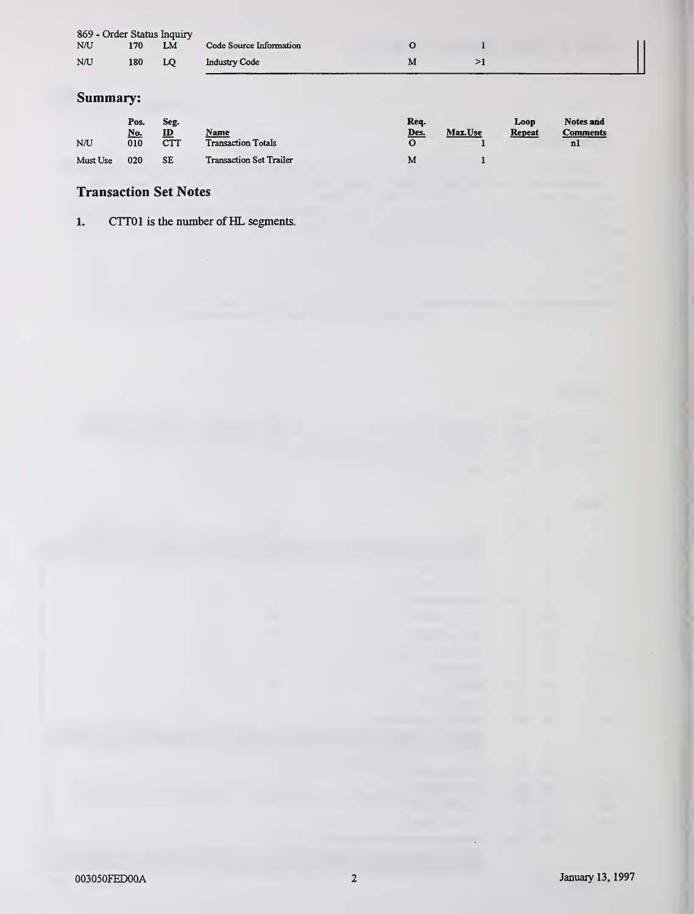869 - Order Status Inquiry

| | | | | | | | |
|---|---|---|---|---|---|---|---|
| N/U | 170 | LM | Code Source Information | O | 1 | | |
| N/U | 180 | LQ | Industry Code | M | >1 | | |

## Summary:

| | Pos. No. | Seg. ID | Name | Req. Des. | Max.Use | Loop Repeat | Notes and Comments |
|---|---|---|---|---|---|---|---|
| N/U | 010 | CTT | Transaction Totals | O | 1 | | n1 |
| Must Use | 020 | SE | Transaction Set Trailer | M | 1 | | |

## Transaction Set Notes

1. CTT01 is the number of HL segments.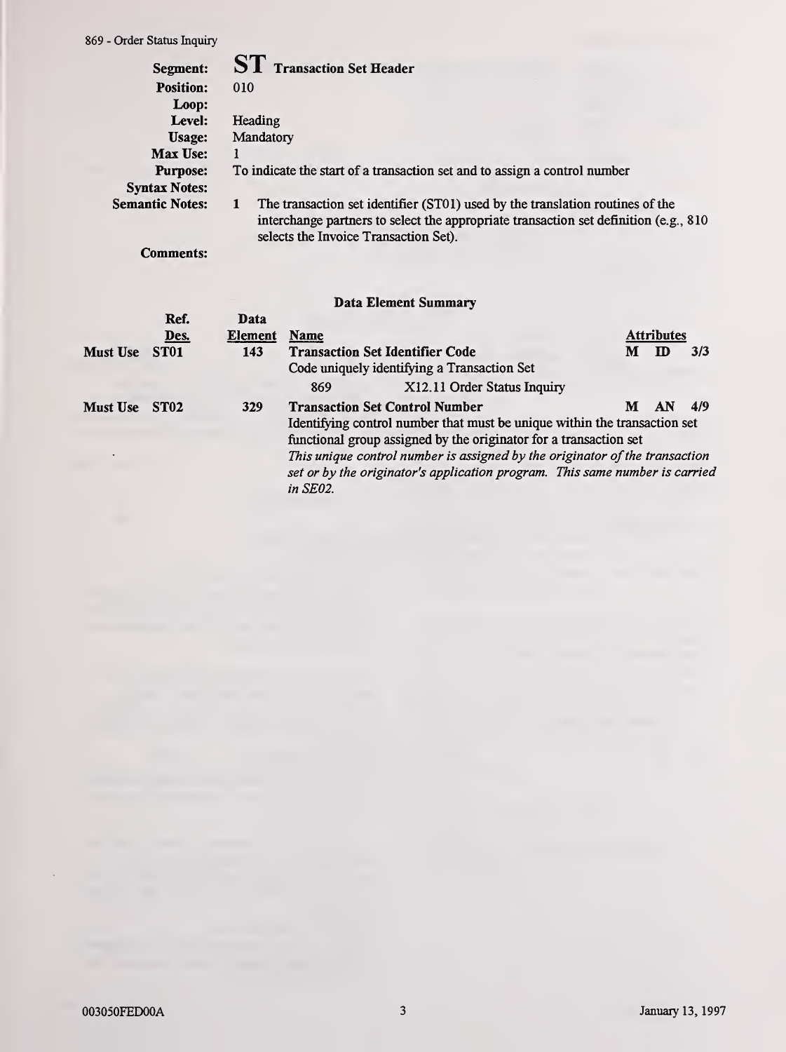**Segment:** **ST** **Transaction Set Header**
**Position:** 010
**Loop:**
**Level:** Heading
**Usage:** Mandatory
**Max Use:** 1
**Purpose:** To indicate the start of a transaction set and to assign a control number
**Syntax Notes:**
**Semantic Notes:** 1 The transaction set identifier (ST01) used by the translation routines of the interchange partners to select the appropriate transaction set definition (e.g., 810 selects the Invoice Transaction Set).
**Comments:**

### Data Element Summary

| | Ref. Des. | Data Element | Name | Attributes | | |
|---|---|---|---|---|---|---|
| Must Use | ST01 | 143 | **Transaction Set Identifier Code**<br>Code uniquely identifying a Transaction Set<br>869 X12.11 Order Status Inquiry | M | ID | 3/3 |
| Must Use | ST02 | 329 | **Transaction Set Control Number**<br>Identifying control number that must be unique within the transaction set functional group assigned by the originator for a transaction set<br>*This unique control number is assigned by the originator of the transaction set or by the originator's application program. This same number is carried in SE02.* | M | AN | 4/9 |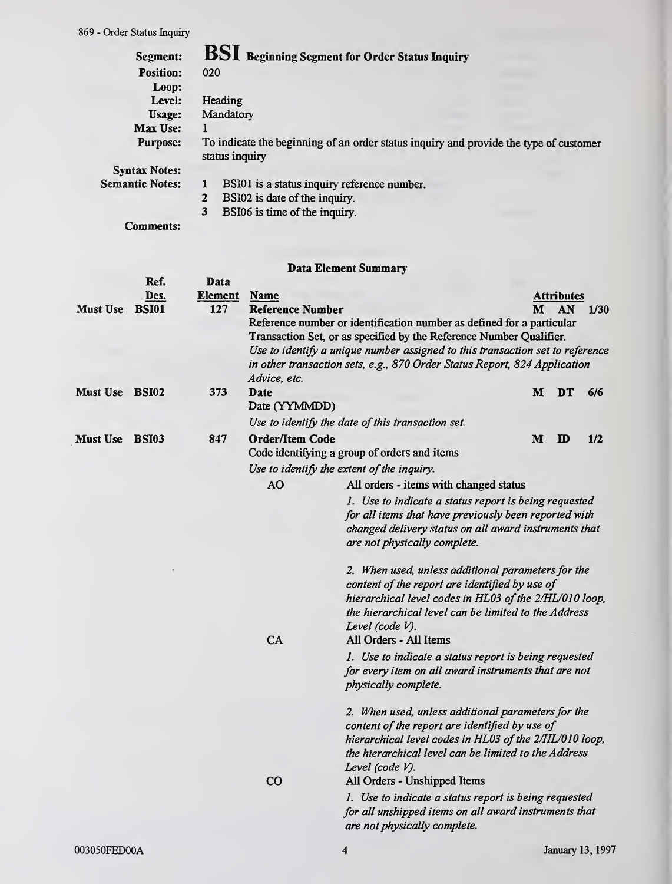**BSI** Beginning Segment for Order Status Inquiry

**Segment:** BSI Beginning Segment for Order Status Inquiry
**Position:** 020
**Loop:**
**Level:** Heading
**Usage:** Mandatory
**Max Use:** 1
**Purpose:** To indicate the beginning of an order status inquiry and provide the type of customer status inquiry
**Syntax Notes:**
**Semantic Notes:**
1. BSI01 is a status inquiry reference number.
2. BSI02 is date of the inquiry.
3. BSI06 is time of the inquiry.

**Comments:**

**Data Element Summary**

| | Ref. Des. | Data Element | Name | Attributes |
|---|---|---|---|---|
| Must Use | BSI01 | 127 | **Reference Number**<br>Reference number or identification number as defined for a particular Transaction Set, or as specified by the Reference Number Qualifier.<br>*Use to identify a unique number assigned to this transaction set to reference in other transaction sets, e.g., 870 Order Status Report, 824 Application Advice, etc.* | M AN 1/30 |
| Must Use | BSI02 | 373 | **Date**<br>Date (YYMMDD)<br>*Use to identify the date of this transaction set.* | M DT 6/6 |
| Must Use | BSI03 | 847 | **Order/Item Code**<br>Code identifying a group of orders and items<br>*Use to identify the extent of the inquiry.* | M ID 1/2 |

AO — All orders - items with changed status

*1. Use to indicate a status report is being requested for all items that have previously been reported with changed delivery status on all award instruments that are not physically complete.*

*2. When used, unless additional parameters for the content of the report are identified by use of hierarchical level codes in HL03 of the 2/HL/010 loop, the hierarchical level can be limited to the Address Level (code V).*

CA — All Orders - All Items

*1. Use to indicate a status report is being requested for every item on all award instruments that are not physically complete.*

*2. When used, unless additional parameters for the content of the report are identified by use of hierarchical level codes in HL03 of the 2/HL/010 loop, the hierarchical level can be limited to the Address Level (code V).*

CO — All Orders - Unshipped Items

*1. Use to indicate a status report is being requested for all unshipped items on all award instruments that are not physically complete.*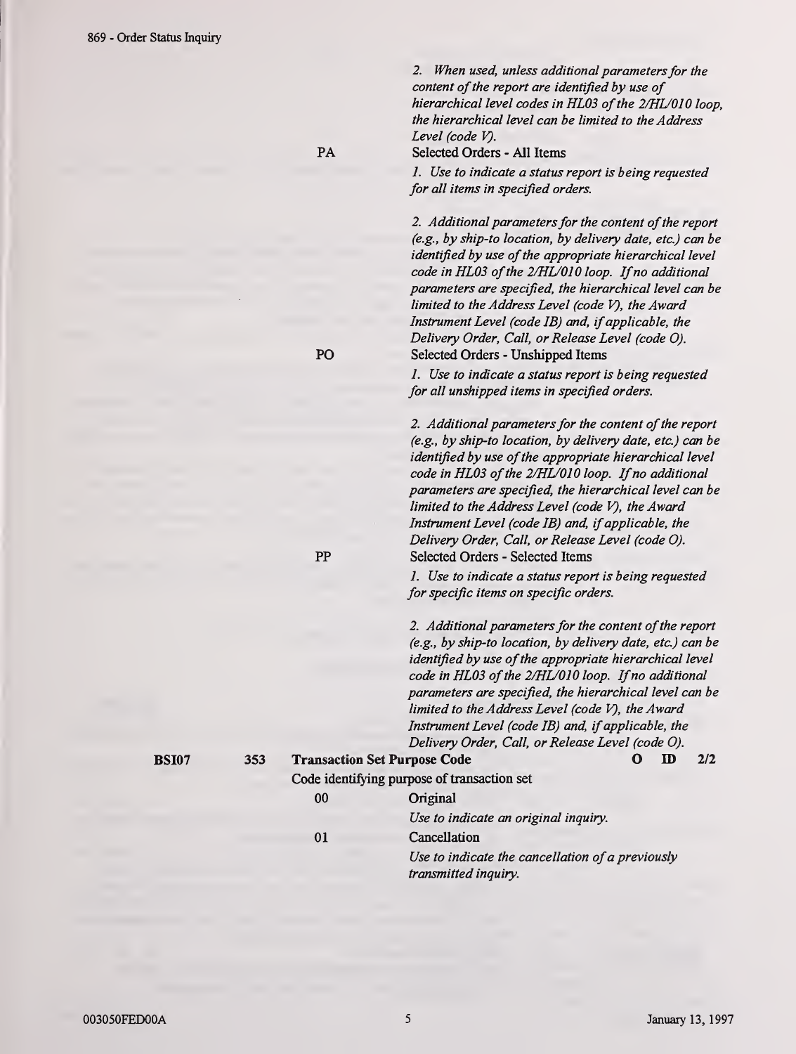*2. When used, unless additional parameters for the content of the report are identified by use of hierarchical level codes in HL03 of the 2/HL/010 loop, the hierarchical level can be limited to the Address Level (code V).*

PA — Selected Orders - All Items

*1. Use to indicate a status report is being requested for all items in specified orders.*

*2. Additional parameters for the content of the report (e.g., by ship-to location, by delivery date, etc.) can be identified by use of the appropriate hierarchical level code in HL03 of the 2/HL/010 loop. If no additional parameters are specified, the hierarchical level can be limited to the Address Level (code V), the Award Instrument Level (code IB) and, if applicable, the Delivery Order, Call, or Release Level (code O).*

PO — Selected Orders - Unshipped Items

*1. Use to indicate a status report is being requested for all unshipped items in specified orders.*

*2. Additional parameters for the content of the report (e.g., by ship-to location, by delivery date, etc.) can be identified by use of the appropriate hierarchical level code in HL03 of the 2/HL/010 loop. If no additional parameters are specified, the hierarchical level can be limited to the Address Level (code V), the Award Instrument Level (code IB) and, if applicable, the Delivery Order, Call, or Release Level (code O).*

PP — Selected Orders - Selected Items

*1. Use to indicate a status report is being requested for specific items on specific orders.*

*2. Additional parameters for the content of the report (e.g., by ship-to location, by delivery date, etc.) can be identified by use of the appropriate hierarchical level code in HL03 of the 2/HL/010 loop. If no additional parameters are specified, the hierarchical level can be limited to the Address Level (code V), the Award Instrument Level (code IB) and, if applicable, the Delivery Order, Call, or Release Level (code O).*

**BSI07** **353** **Transaction Set Purpose Code** **O ID 2/2**

Code identifying purpose of transaction set

00 — Original

*Use to indicate an original inquiry.*

01 — Cancellation

*Use to indicate the cancellation of a previously transmitted inquiry.*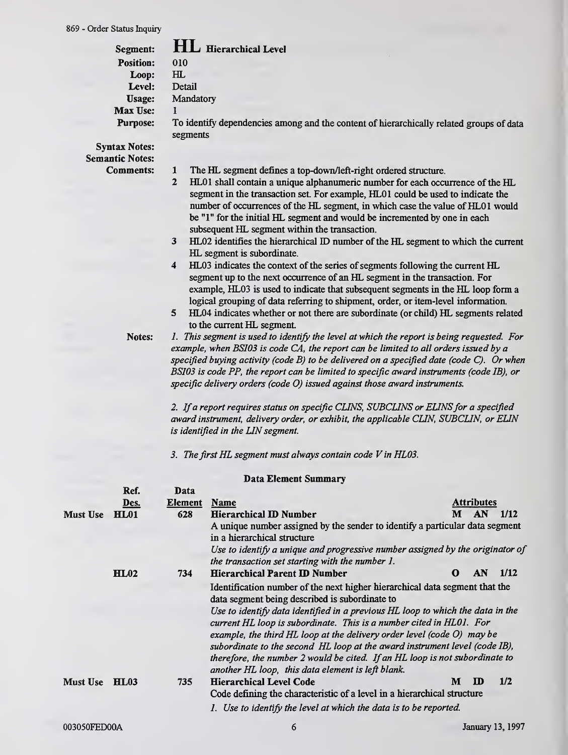# HL Hierarchical Level

**Segment:** HL Hierarchical Level
**Position:** 010
**Loop:** HL
**Level:** Detail
**Usage:** Mandatory
**Max Use:** 1
**Purpose:** To identify dependencies among and the content of hierarchically related groups of data segments

**Syntax Notes:**

**Semantic Notes:**

**Comments:**

1. The HL segment defines a top-down/left-right ordered structure.
2. HL01 shall contain a unique alphanumeric number for each occurrence of the HL segment in the transaction set. For example, HL01 could be used to indicate the number of occurrences of the HL segment, in which case the value of HL01 would be "1" for the initial HL segment and would be incremented by one in each subsequent HL segment within the transaction.
3. HL02 identifies the hierarchical ID number of the HL segment to which the current HL segment is subordinate.
4. HL03 indicates the context of the series of segments following the current HL segment up to the next occurrence of an HL segment in the transaction. For example, HL03 is used to indicate that subsequent segments in the HL loop form a logical grouping of data referring to shipment, order, or item-level information.
5. HL04 indicates whether or not there are subordinate (or child) HL segments related to the current HL segment.

**Notes:**

*1. This segment is used to identify the level at which the report is being requested. For example, when BSI03 is code CA, the report can be limited to all orders issued by a specified buying activity (code B) to be delivered on a specified date (code C). Or when BSI03 is code PP, the report can be limited to specific award instruments (code IB), or specific delivery orders (code O) issued against those award instruments.*

*2. If a report requires status on specific CLINS, SUBCLINS or ELINS for a specified award instrument, delivery order, or exhibit, the applicable CLIN, SUBCLIN, or ELIN is identified in the LIN segment.*

*3. The first HL segment must always contain code V in HL03.*

## Data Element Summary

| | Ref. Des. | Data Element | Name | Attributes | | |
|---|---|---|---|---|---|---|
| Must Use | **HL01** | 628 | **Hierarchical ID Number**<br>A unique number assigned by the sender to identify a particular data segment in a hierarchical structure<br>*Use to identify a unique and progressive number assigned by the originator of the transaction set starting with the number 1.* | M | AN | 1/12 |
| | **HL02** | 734 | **Hierarchical Parent ID Number**<br>Identification number of the next higher hierarchical data segment that the data segment being described is subordinate to<br>*Use to identify data identified in a previous HL loop to which the data in the current HL loop is subordinate. This is a number cited in HL01. For example, the third HL loop at the delivery order level (code O) may be subordinate to the second HL loop at the award instrument level (code IB), therefore, the number 2 would be cited. If an HL loop is not subordinate to another HL loop, this data element is left blank.* | O | AN | 1/12 |
| Must Use | **HL03** | 735 | **Hierarchical Level Code**<br>Code defining the characteristic of a level in a hierarchical structure<br>*1. Use to identify the level at which the data is to be reported.* | M | ID | 1/2 |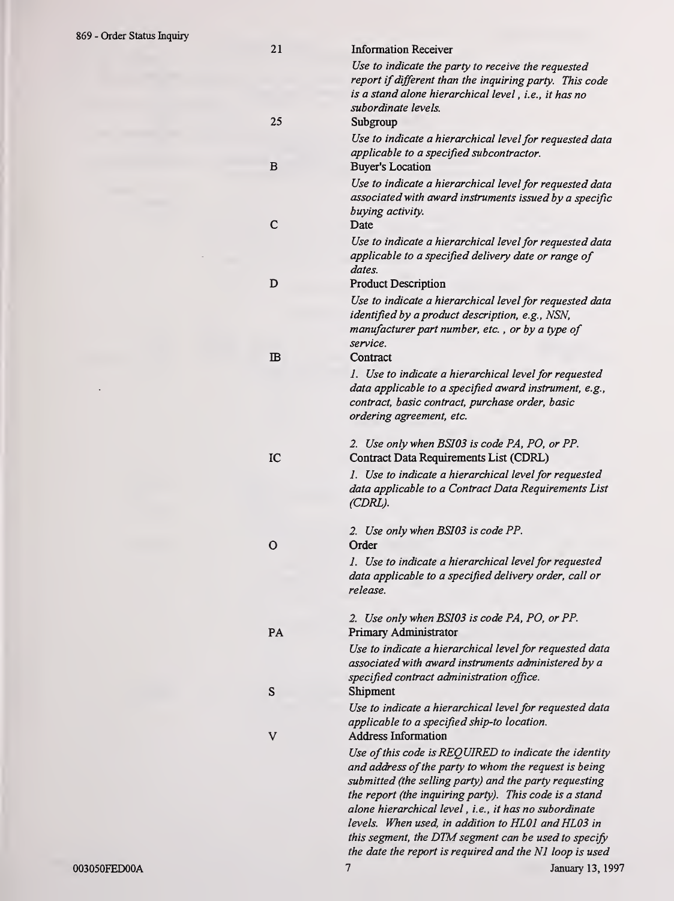| Code | Description |
| --- | --- |
| 21 | **Information Receiver**<br>*Use to indicate the party to receive the requested report if different than the inquiring party. This code is a stand alone hierarchical level, i.e., it has no subordinate levels.* |
| 25 | **Subgroup**<br>*Use to indicate a hierarchical level for requested data applicable to a specified subcontractor.* |
| B | **Buyer's Location**<br>*Use to indicate a hierarchical level for requested data associated with award instruments issued by a specific buying activity.* |
| C | **Date**<br>*Use to indicate a hierarchical level for requested data applicable to a specified delivery date or range of dates.* |
| D | **Product Description**<br>*Use to indicate a hierarchical level for requested data identified by a product description, e.g., NSN, manufacturer part number, etc. , or by a type of service.* |
| IB | **Contract**<br>*1. Use to indicate a hierarchical level for requested data applicable to a specified award instrument, e.g., contract, basic contract, purchase order, basic ordering agreement, etc.*<br><br>*2. Use only when BSI03 is code PA, PO, or PP.* |
| IC | **Contract Data Requirements List (CDRL)**<br>*1. Use to indicate a hierarchical level for requested data applicable to a Contract Data Requirements List (CDRL).*<br><br>*2. Use only when BSI03 is code PP.* |
| O | **Order**<br>*1. Use to indicate a hierarchical level for requested data applicable to a specified delivery order, call or release.*<br><br>*2. Use only when BSI03 is code PA, PO, or PP.* |
| PA | **Primary Administrator**<br>*Use to indicate a hierarchical level for requested data associated with award instruments administered by a specified contract administration office.* |
| S | **Shipment**<br>*Use to indicate a hierarchical level for requested data applicable to a specified ship-to location.* |
| V | **Address Information**<br>*Use of this code is REQUIRED to indicate the identity and address of the party to whom the request is being submitted (the selling party) and the party requesting the report (the inquiring party). This code is a stand alone hierarchical level, i.e., it has no subordinate levels. When used, in addition to HL01 and HL03 in this segment, the DTM segment can be used to specify the date the report is required and the N1 loop is used* |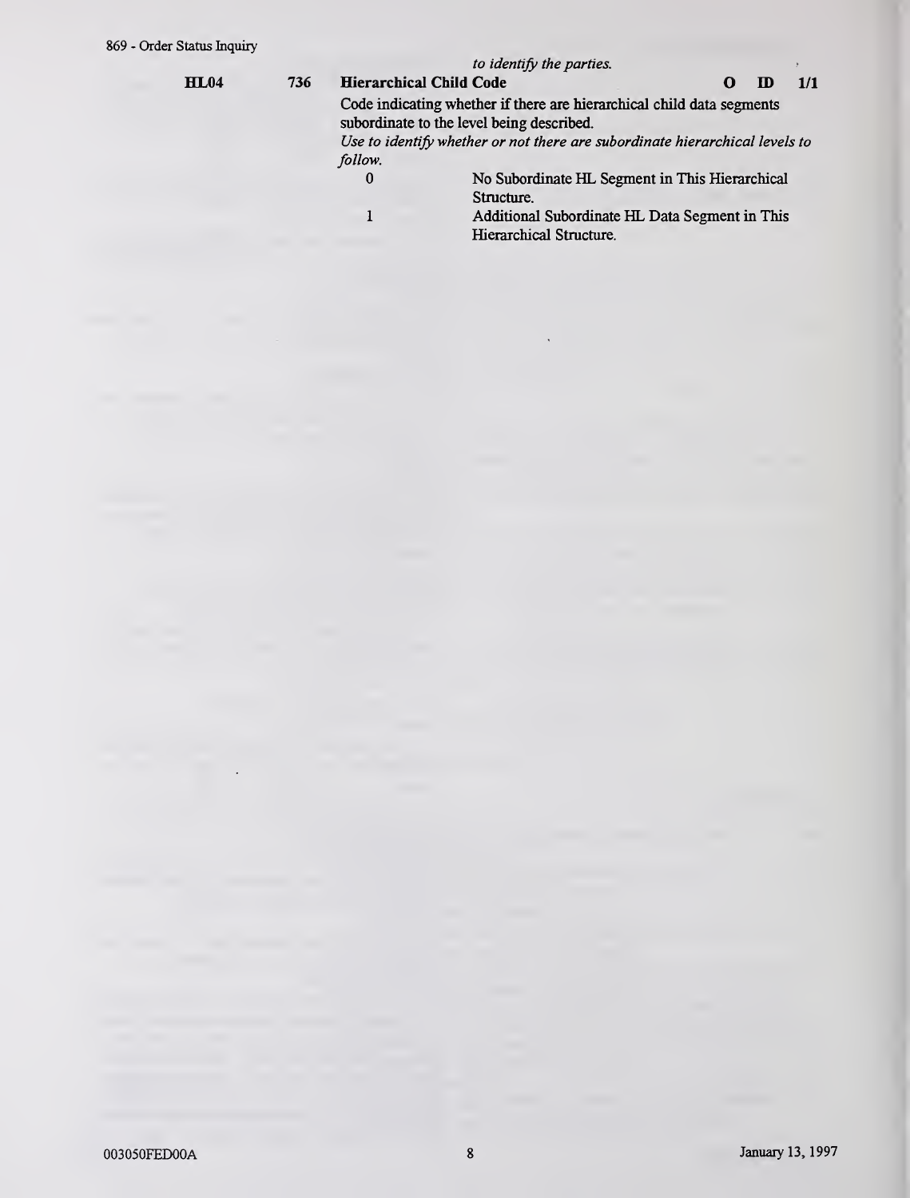*to identify the parties.*

| | | | | | |
|---|---|---|---|---|---|
| **HL04** | **736** | **Hierarchical Child Code** | **O** | **ID** | **1/1** |

Code indicating whether if there are hierarchical child data segments subordinate to the level being described.

*Use to identify whether or not there are subordinate hierarchical levels to follow.*

| Code | Description |
|---|---|
| 0 | No Subordinate HL Segment in This Hierarchical Structure. |
| 1 | Additional Subordinate HL Data Segment in This Hierarchical Structure. |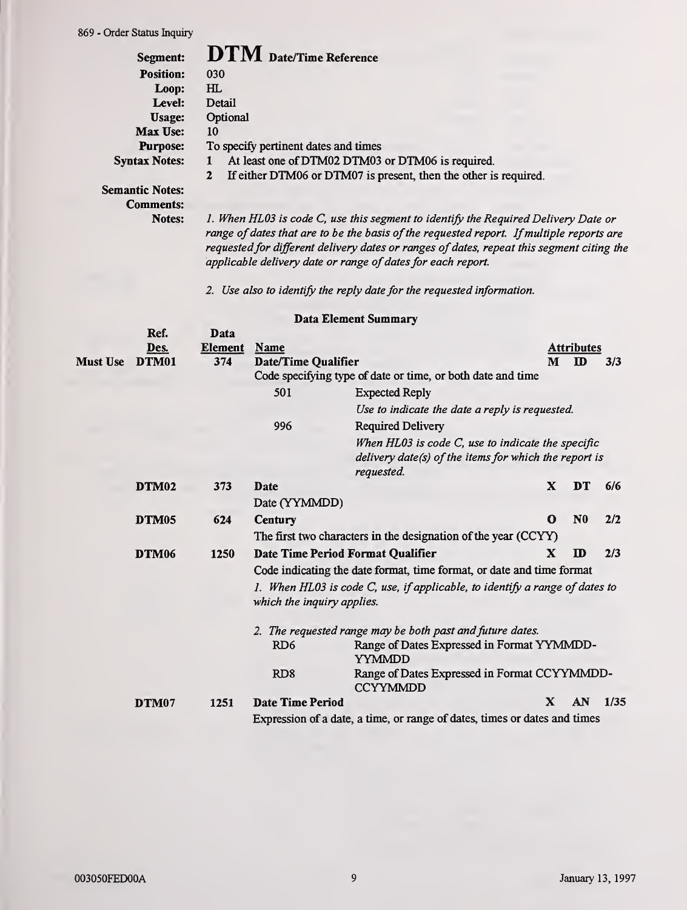| | |
|---|---|
| **Segment:** | **DTM** Date/Time Reference |
| **Position:** | 030 |
| **Loop:** | HL |
| **Level:** | Detail |
| **Usage:** | Optional |
| **Max Use:** | 10 |
| **Purpose:** | To specify pertinent dates and times |
| **Syntax Notes:** | 1 At least one of DTM02 DTM03 or DTM06 is required.<br>2 If either DTM06 or DTM07 is present, then the other is required. |
| **Semantic Notes:** | |
| **Comments:** | |
| **Notes:** | *1. When HL03 is code C, use this segment to identify the Required Delivery Date or range of dates that are to be the basis of the requested report. If multiple reports are requested for different delivery dates or ranges of dates, repeat this segment citing the applicable delivery date or range of dates for each report.*<br><br>*2. Use also to identify the reply date for the requested information.* |

### Data Element Summary

| | Ref. Des. | Data Element | Name | Attributes | | |
|---|---|---|---|---|---|---|
| **Must Use** | **DTM01** | 374 | **Date/Time Qualifier**<br>Code specifying type of date or time, or both date and time<br>501 — Expected Reply<br>*Use to indicate the date a reply is requested.*<br>996 — Required Delivery<br>*When HL03 is code C, use to indicate the specific delivery date(s) of the items for which the report is requested.* | **M** | **ID** | **3/3** |
| | **DTM02** | 373 | **Date**<br>Date (YYMMDD) | **X** | **DT** | **6/6** |
| | **DTM05** | 624 | **Century**<br>The first two characters in the designation of the year (CCYY) | **O** | **N0** | **2/2** |
| | **DTM06** | 1250 | **Date Time Period Format Qualifier**<br>Code indicating the date format, time format, or date and time format<br>*1. When HL03 is code C, use, if applicable, to identify a range of dates to which the inquiry applies.*<br>*2. The requested range may be both past and future dates.*<br>RD6 — Range of Dates Expressed in Format YYMMDD-YYMMDD<br>RD8 — Range of Dates Expressed in Format CCYYMMDD-CCYYMMDD | **X** | **ID** | **2/3** |
| | **DTM07** | 1251 | **Date Time Period**<br>Expression of a date, a time, or range of dates, times or dates and times | **X** | **AN** | **1/35** |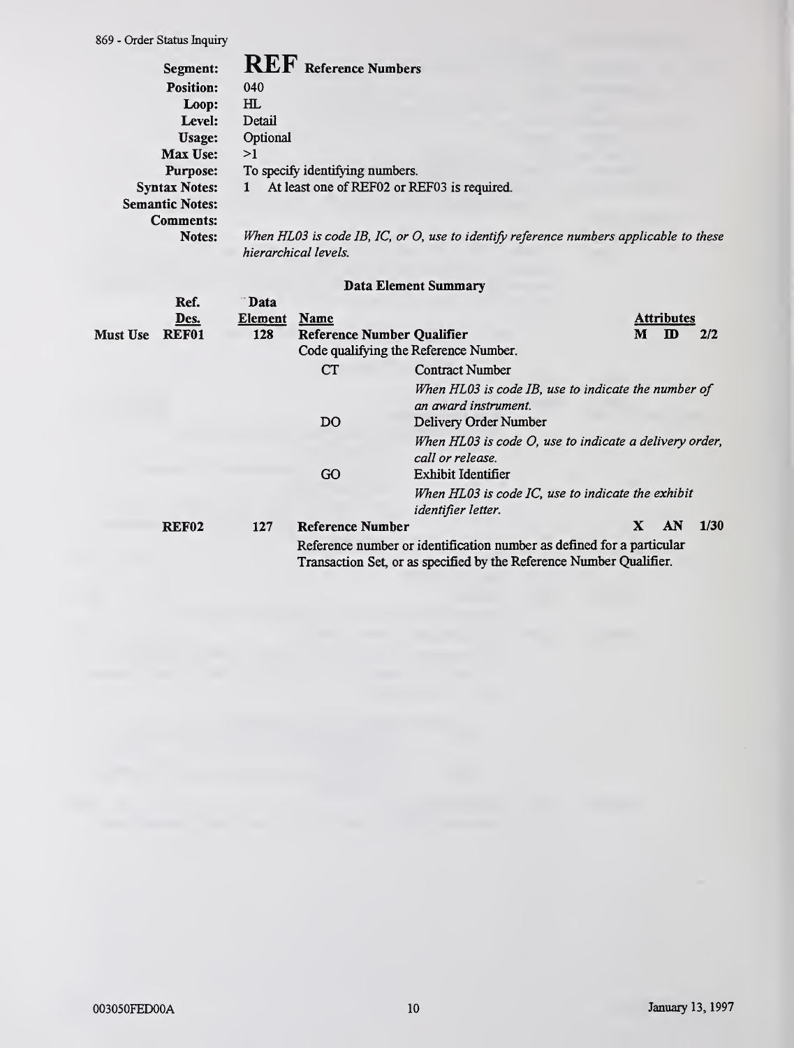## REF Reference Numbers

| | |
|---|---|
| **Segment:** | **REF** Reference Numbers |
| **Position:** | 040 |
| **Loop:** | HL |
| **Level:** | Detail |
| **Usage:** | Optional |
| **Max Use:** | >1 |
| **Purpose:** | To specify identifying numbers. |
| **Syntax Notes:** | 1 At least one of REF02 or REF03 is required. |
| **Semantic Notes:** | |
| **Comments:** | |
| **Notes:** | *When HL03 is code IB, IC, or O, use to identify reference numbers applicable to these hierarchical levels.* |

### Data Element Summary

| | Ref. Des. | Data Element | Name | Attributes |
|---|---|---|---|---|
| Must Use | REF01 | 128 | **Reference Number Qualifier**<br>Code qualifying the Reference Number. | M ID 2/2 |
| | | | CT — Contract Number<br>*When HL03 is code IB, use to indicate the number of an award instrument.* | |
| | | | DO — Delivery Order Number<br>*When HL03 is code O, use to indicate a delivery order, call or release.* | |
| | | | GO — Exhibit Identifier<br>*When HL03 is code IC, use to indicate the exhibit identifier letter.* | |
| | REF02 | 127 | **Reference Number**<br>Reference number or identification number as defined for a particular Transaction Set, or as specified by the Reference Number Qualifier. | X AN 1/30 |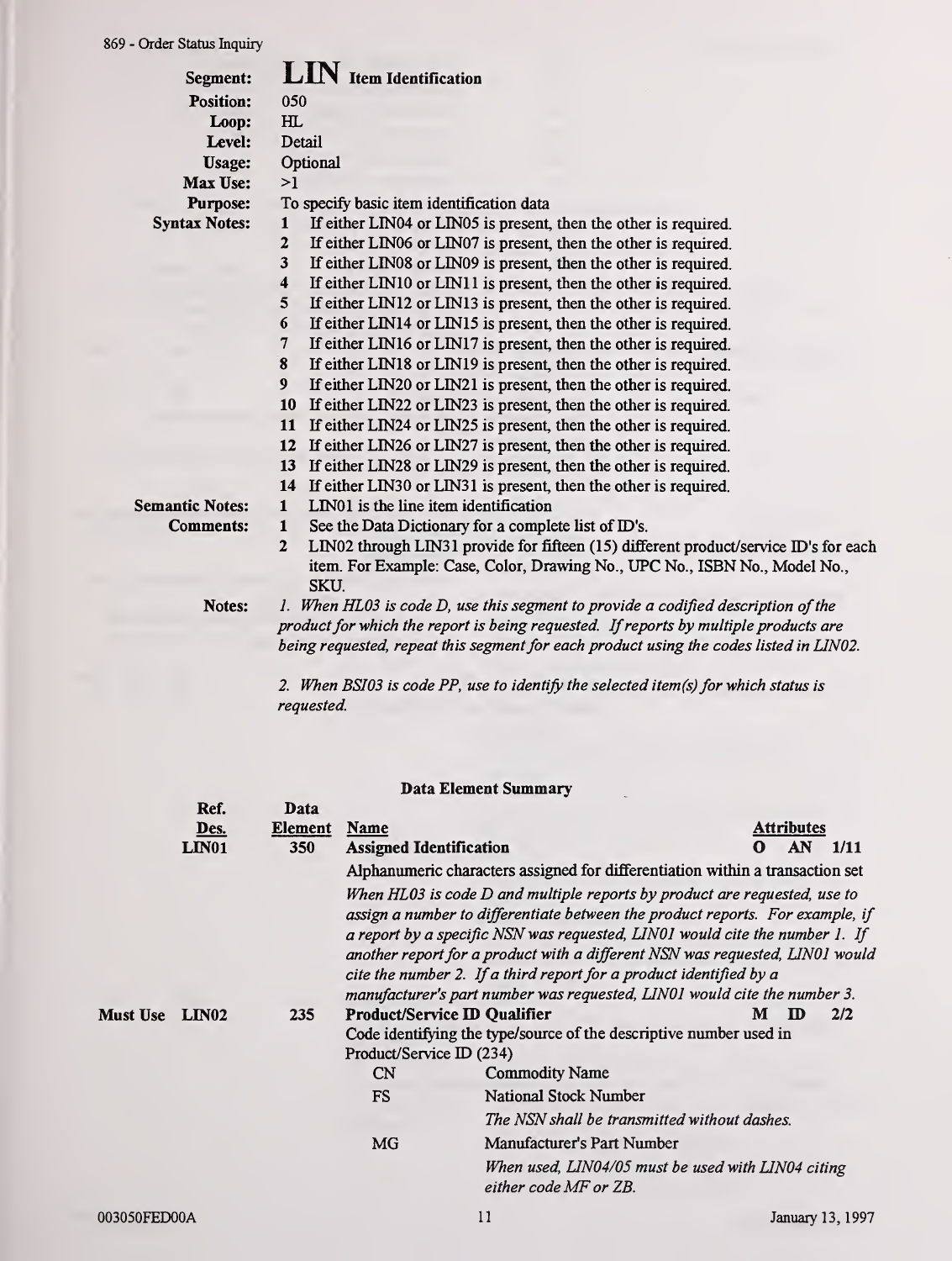## LIN Item Identification

| | |
|---|---|
| **Segment:** | **LIN** Item Identification |
| **Position:** | 050 |
| **Loop:** | HL |
| **Level:** | Detail |
| **Usage:** | Optional |
| **Max Use:** | >1 |
| **Purpose:** | To specify basic item identification data |

**Syntax Notes:**

1. If either LIN04 or LIN05 is present, then the other is required.
2. If either LIN06 or LIN07 is present, then the other is required.
3. If either LIN08 or LIN09 is present, then the other is required.
4. If either LIN10 or LIN11 is present, then the other is required.
5. If either LIN12 or LIN13 is present, then the other is required.
6. If either LIN14 or LIN15 is present, then the other is required.
7. If either LIN16 or LIN17 is present, then the other is required.
8. If either LIN18 or LIN19 is present, then the other is required.
9. If either LIN20 or LIN21 is present, then the other is required.
10. If either LIN22 or LIN23 is present, then the other is required.
11. If either LIN24 or LIN25 is present, then the other is required.
12. If either LIN26 or LIN27 is present, then the other is required.
13. If either LIN28 or LIN29 is present, then the other is required.
14. If either LIN30 or LIN31 is present, then the other is required.

**Semantic Notes:**

1. LIN01 is the line item identification

**Comments:**

1. See the Data Dictionary for a complete list of ID's.
2. LIN02 through LIN31 provide for fifteen (15) different product/service ID's for each item. For Example: Case, Color, Drawing No., UPC No., ISBN No., Model No., SKU.

**Notes:**

*1. When HL03 is code D, use this segment to provide a codified description of the product for which the report is being requested. If reports by multiple products are being requested, repeat this segment for each product using the codes listed in LIN02.*

*2. When BSI03 is code PP, use to identify the selected item(s) for which status is requested.*

### Data Element Summary

| | Ref. Des. | Data Element | Name | Attributes |
|---|---|---|---|---|
| | LIN01 | 350 | **Assigned Identification** | O AN 1/11 |
| | | | Alphanumeric characters assigned for differentiation within a transaction set | |
| | | | *When HL03 is code D and multiple reports by product are requested, use to assign a number to differentiate between the product reports. For example, if a report by a specific NSN was requested, LIN01 would cite the number 1. If another report for a product with a different NSN was requested, LIN01 would cite the number 2. If a third report for a product identified by a manufacturer's part number was requested, LIN01 would cite the number 3.* | |
| Must Use | LIN02 | 235 | **Product/Service ID Qualifier** | M ID 2/2 |
| | | | Code identifying the type/source of the descriptive number used in Product/Service ID (234) | |
| | | | CN — Commodity Name | |
| | | | FS — National Stock Number | |
| | | | *The NSN shall be transmitted without dashes.* | |
| | | | MG — Manufacturer's Part Number | |
| | | | *When used, LIN04/05 must be used with LIN04 citing either code MF or ZB.* | |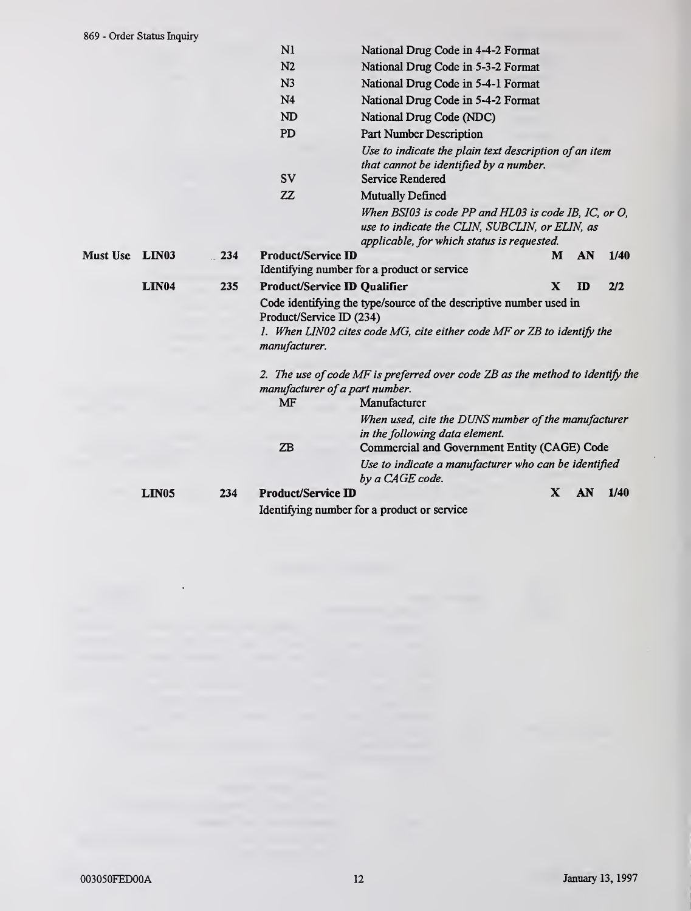| | | | | | | |
|---|---|---|---|---|---|---|
| | | | N1 | National Drug Code in 4-4-2 Format | | |
| | | | N2 | National Drug Code in 5-3-2 Format | | |
| | | | N3 | National Drug Code in 5-4-1 Format | | |
| | | | N4 | National Drug Code in 5-4-2 Format | | |
| | | | ND | National Drug Code (NDC) | | |
| | | | PD | Part Number Description<br>*Use to indicate the plain text description of an item that cannot be identified by a number.* | | |
| | | | SV | Service Rendered | | |
| | | | ZZ | Mutually Defined<br>*When BSI03 is code PP and HL03 is code IB, IC, or O, use to indicate the CLIN, SUBCLIN, or ELIN, as applicable, for which status is requested.* | | |

**Must Use** **LIN03** 234 **Product/Service ID** **M AN 1/40**

Identifying number for a product or service

**LIN04** 235 **Product/Service ID Qualifier** **X ID 2/2**

Code identifying the type/source of the descriptive number used in Product/Service ID (234)

*1. When LIN02 cites code MG, cite either code MF or ZB to identify the manufacturer.*

*2. The use of code MF is preferred over code ZB as the method to identify the manufacturer of a part number.*

| Code | Description |
|---|---|
| MF | Manufacturer<br>*When used, cite the DUNS number of the manufacturer in the following data element.* |
| ZB | Commercial and Government Entity (CAGE) Code<br>*Use to indicate a manufacturer who can be identified by a CAGE code.* |

**LIN05** 234 **Product/Service ID** **X AN 1/40**

Identifying number for a product or service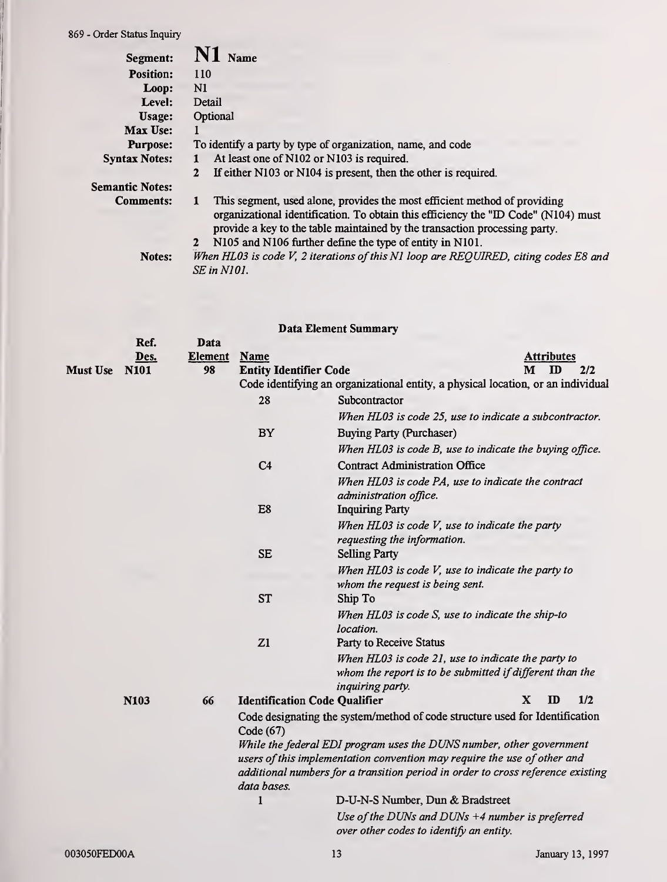**Segment:** **N1** Name

**Position:** 110

**Loop:** N1

**Level:** Detail

**Usage:** Optional

**Max Use:** 1

**Purpose:** To identify a party by type of organization, name, and code

**Syntax Notes:**
1. At least one of N102 or N103 is required.
2. If either N103 or N104 is present, then the other is required.

**Semantic Notes:**

**Comments:**
1. This segment, used alone, provides the most efficient method of providing organizational identification. To obtain this efficiency the "ID Code" (N104) must provide a key to the table maintained by the transaction processing party.
2. N105 and N106 further define the type of entity in N101.

**Notes:** *When HL03 is code V, 2 iterations of this N1 loop are REQUIRED, citing codes E8 and SE in N101.*

### Data Element Summary

| | Ref. Des. | Data Element | Name | Attributes |
|---|---|---|---|---|
| Must Use | N101 | 98 | **Entity Identifier Code** | M ID 2/2 |

Code identifying an organizational entity, a physical location, or an individual

| Code | Description |
|---|---|
| 28 | Subcontractor<br>*When HL03 is code 25, use to indicate a subcontractor.* |
| BY | Buying Party (Purchaser)<br>*When HL03 is code B, use to indicate the buying office.* |
| C4 | Contract Administration Office<br>*When HL03 is code PA, use to indicate the contract administration office.* |
| E8 | Inquiring Party<br>*When HL03 is code V, use to indicate the party requesting the information.* |
| SE | Selling Party<br>*When HL03 is code V, use to indicate the party to whom the request is being sent.* |
| ST | Ship To<br>*When HL03 is code S, use to indicate the ship-to location.* |
| Z1 | Party to Receive Status<br>*When HL03 is code 21, use to indicate the party to whom the report is to be submitted if different than the inquiring party.* |

| | Ref. Des. | Data Element | Name | Attributes |
|---|---|---|---|---|
| | N103 | 66 | **Identification Code Qualifier** | X ID 1/2 |

Code designating the system/method of code structure used for Identification Code (67)

*While the federal EDI program uses the DUNS number, other government users of this implementation convention may require the use of other and additional numbers for a transition period in order to cross reference existing data bases.*

| Code | Description |
|---|---|
| 1 | D-U-N-S Number, Dun & Bradstreet<br>*Use of the DUNs and DUNs +4 number is preferred over other codes to identify an entity.* |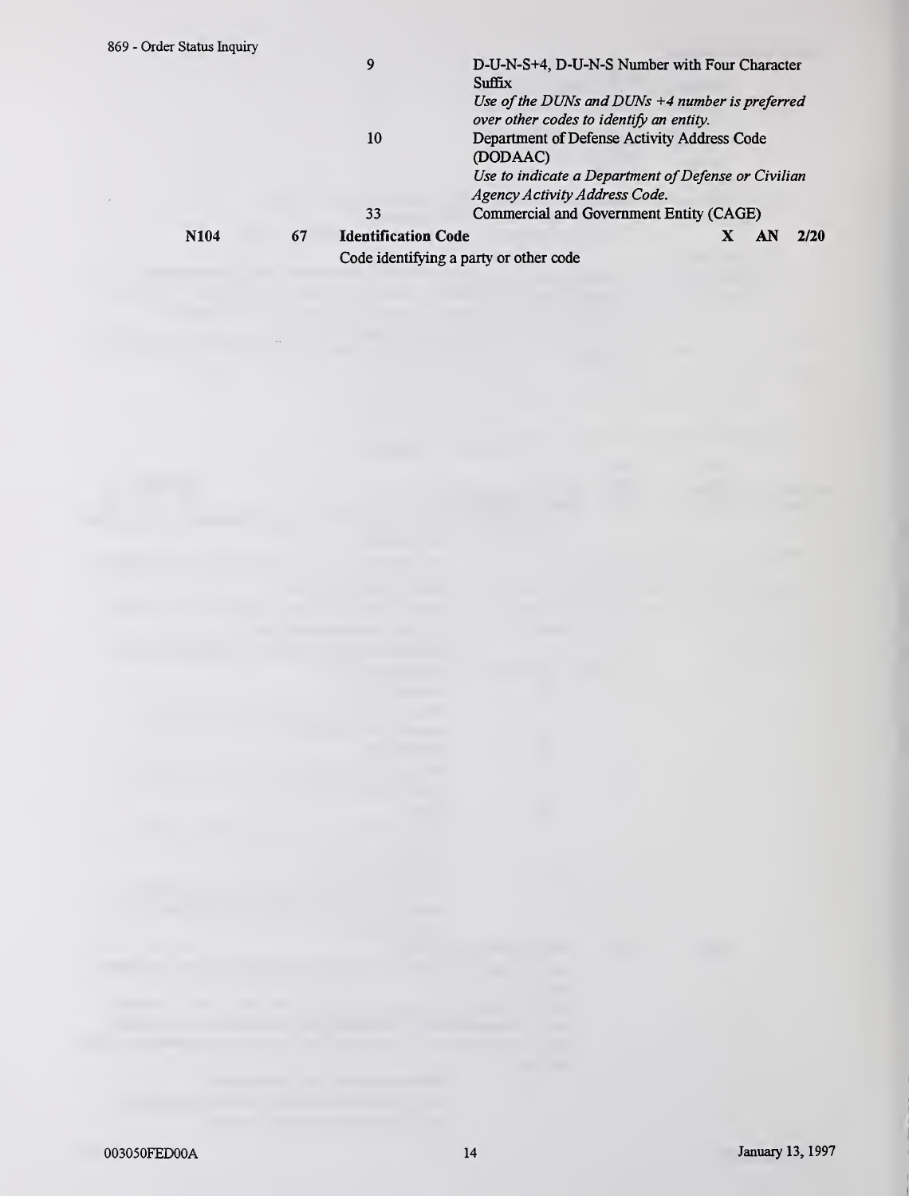| | | | | | |
|---|---|---|---|---|---|
| | 9 | D-U-N-S+4, D-U-N-S Number with Four Character Suffix<br>*Use of the DUNs and DUNs +4 number is preferred over other codes to identify an entity.* | | | |
| | 10 | Department of Defense Activity Address Code (DODAAC)<br>*Use to indicate a Department of Defense or Civilian Agency Activity Address Code.* | | | |
| | 33 | Commercial and Government Entity (CAGE) | | | |

**N104** **67** **Identification Code** **X** **AN** **2/20**

Code identifying a party or other code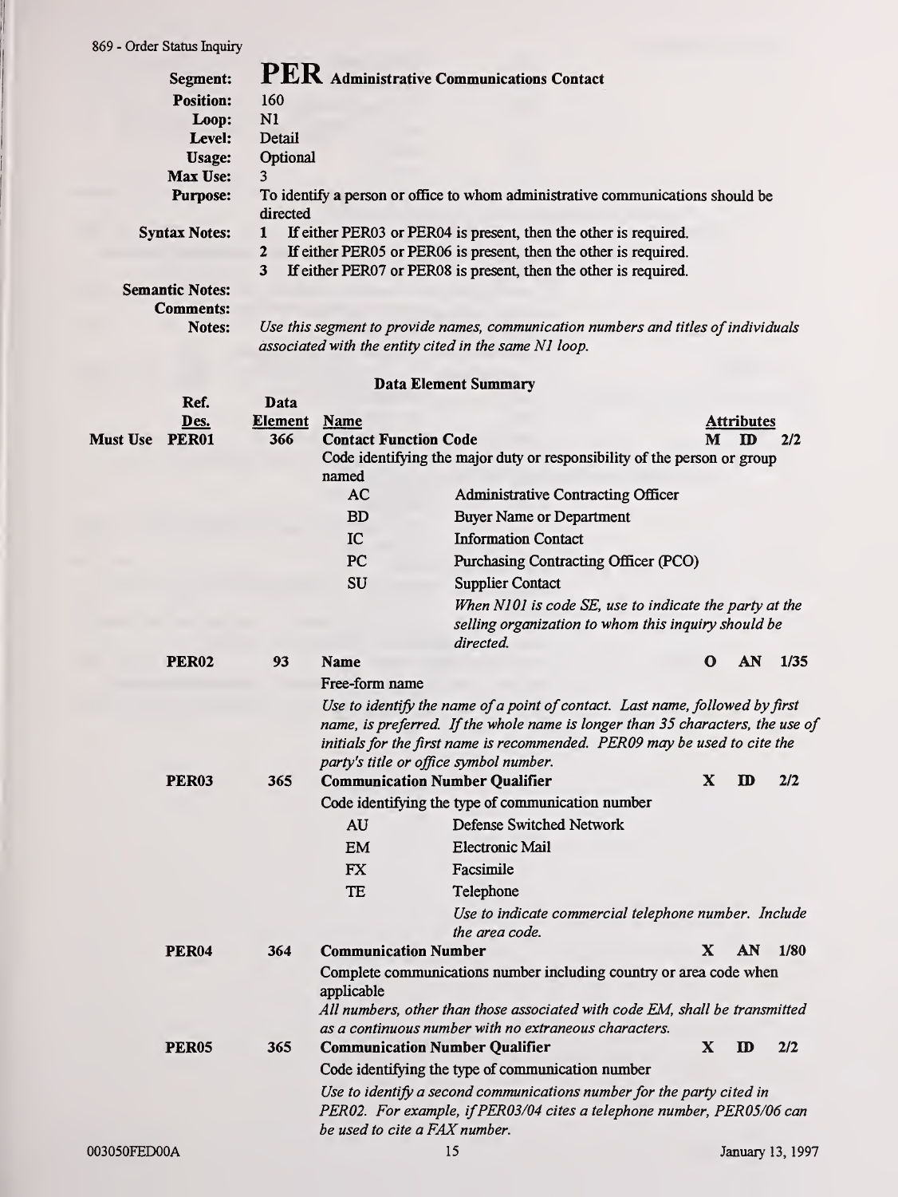**Segment:** **PER** Administrative Communications Contact
**Position:** 160
**Loop:** N1
**Level:** Detail
**Usage:** Optional
**Max Use:** 3
**Purpose:** To identify a person or office to whom administrative communications should be directed
**Syntax Notes:**
1. If either PER03 or PER04 is present, then the other is required.
2. If either PER05 or PER06 is present, then the other is required.
3. If either PER07 or PER08 is present, then the other is required.

**Semantic Notes:**
**Comments:**
**Notes:** *Use this segment to provide names, communication numbers and titles of individuals associated with the entity cited in the same N1 loop.*

### Data Element Summary

| | Ref. Des. | Data Element | Name | Attributes | | |
|---|---|---|---|---|---|---|
| **Must Use** | **PER01** | **366** | **Contact Function Code** | **M** | **ID** | **2/2** |
| | | | Code identifying the major duty or responsibility of the person or group named | | | |
| | | | AC — Administrative Contracting Officer | | | |
| | | | BD — Buyer Name or Department | | | |
| | | | IC — Information Contact | | | |
| | | | PC — Purchasing Contracting Officer (PCO) | | | |
| | | | SU — Supplier Contact<br>*When N101 is code SE, use to indicate the party at the selling organization to whom this inquiry should be directed.* | | | |
| | **PER02** | **93** | **Name** | **O** | **AN** | **1/35** |
| | | | Free-form name<br>*Use to identify the name of a point of contact. Last name, followed by first name, is preferred. If the whole name is longer than 35 characters, the use of initials for the first name is recommended. PER09 may be used to cite the party's title or office symbol number.* | | | |
| | **PER03** | **365** | **Communication Number Qualifier** | **X** | **ID** | **2/2** |
| | | | Code identifying the type of communication number | | | |
| | | | AU — Defense Switched Network | | | |
| | | | EM — Electronic Mail | | | |
| | | | FX — Facsimile | | | |
| | | | TE — Telephone<br>*Use to indicate commercial telephone number. Include the area code.* | | | |
| | **PER04** | **364** | **Communication Number** | **X** | **AN** | **1/80** |
| | | | Complete communications number including country or area code when applicable<br>*All numbers, other than those associated with code EM, shall be transmitted as a continuous number with no extraneous characters.* | | | |
| | **PER05** | **365** | **Communication Number Qualifier** | **X** | **ID** | **2/2** |
| | | | Code identifying the type of communication number<br>*Use to identify a second communications number for the party cited in PER02. For example, if PER03/04 cites a telephone number, PER05/06 can be used to cite a FAX number.* | | | |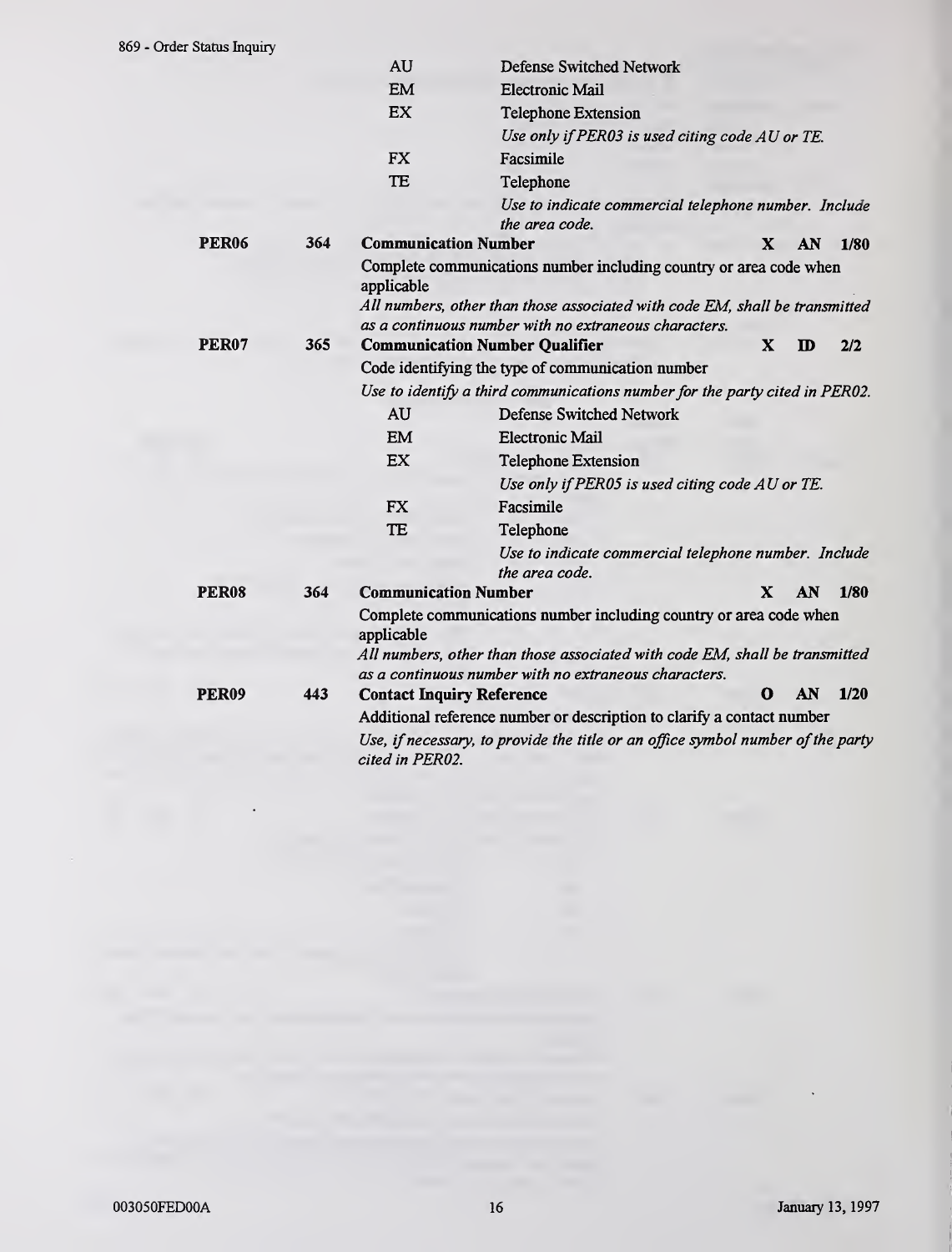| | | | | | |
|---|---|---|---|---|---|
| | | AU | Defense Switched Network | | |
| | | EM | Electronic Mail | | |
| | | EX | Telephone Extension<br>*Use only if PER03 is used citing code AU or TE.* | | |
| | | FX | Facsimile | | |
| | | TE | Telephone<br>*Use to indicate commercial telephone number. Include the area code.* | | |

**PER06** 364 **Communication Number** — X AN 1/80

Complete communications number including country or area code when applicable

*All numbers, other than those associated with code EM, shall be transmitted as a continuous number with no extraneous characters.*

**PER07** 365 **Communication Number Qualifier** — X ID 2/2

Code identifying the type of communication number

*Use to identify a third communications number for the party cited in PER02.*

| Code | Description |
|---|---|
| AU | Defense Switched Network |
| EM | Electronic Mail |
| EX | Telephone Extension<br>*Use only if PER05 is used citing code AU or TE.* |
| FX | Facsimile |
| TE | Telephone<br>*Use to indicate commercial telephone number. Include the area code.* |

**PER08** 364 **Communication Number** — X AN 1/80

Complete communications number including country or area code when applicable

*All numbers, other than those associated with code EM, shall be transmitted as a continuous number with no extraneous characters.*

**PER09** 443 **Contact Inquiry Reference** — O AN 1/20

Additional reference number or description to clarify a contact number

*Use, if necessary, to provide the title or an office symbol number of the party cited in PER02.*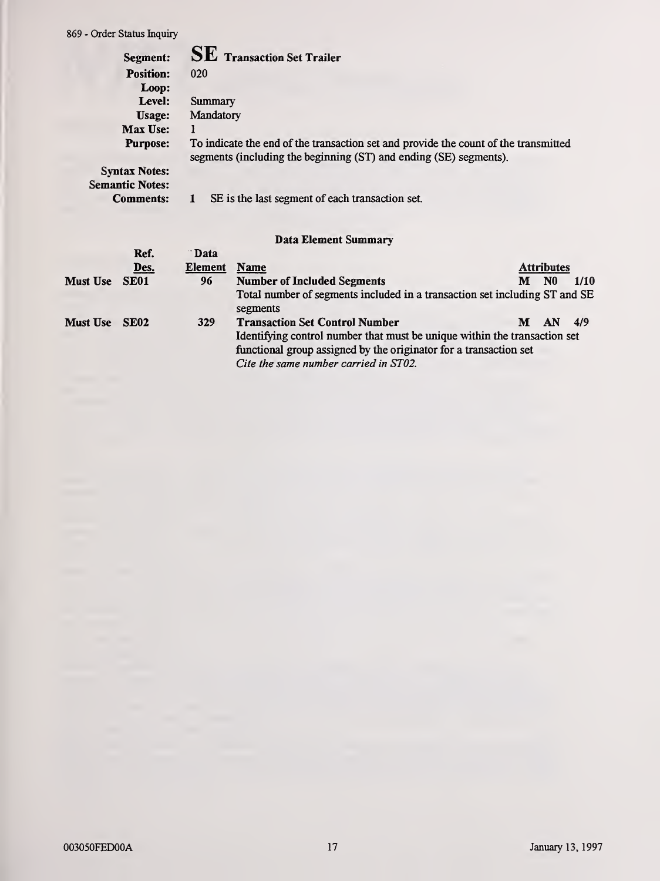**Segment:** **SE** **Transaction Set Trailer**
**Position:** 020
**Loop:**
**Level:** Summary
**Usage:** Mandatory
**Max Use:** 1
**Purpose:** To indicate the end of the transaction set and provide the count of the transmitted segments (including the beginning (ST) and ending (SE) segments).
**Syntax Notes:**
**Semantic Notes:**
**Comments:** 1 SE is the last segment of each transaction set.

### Data Element Summary

| | Ref. Des. | Data Element | Name | Attributes | | |
|---|---|---|---|---|---|---|
| Must Use | SE01 | 96 | **Number of Included Segments**<br>Total number of segments included in a transaction set including ST and SE segments | M | N0 | 1/10 |
| Must Use | SE02 | 329 | **Transaction Set Control Number**<br>Identifying control number that must be unique within the transaction set functional group assigned by the originator for a transaction set<br>*Cite the same number carried in ST02.* | M | AN | 4/9 |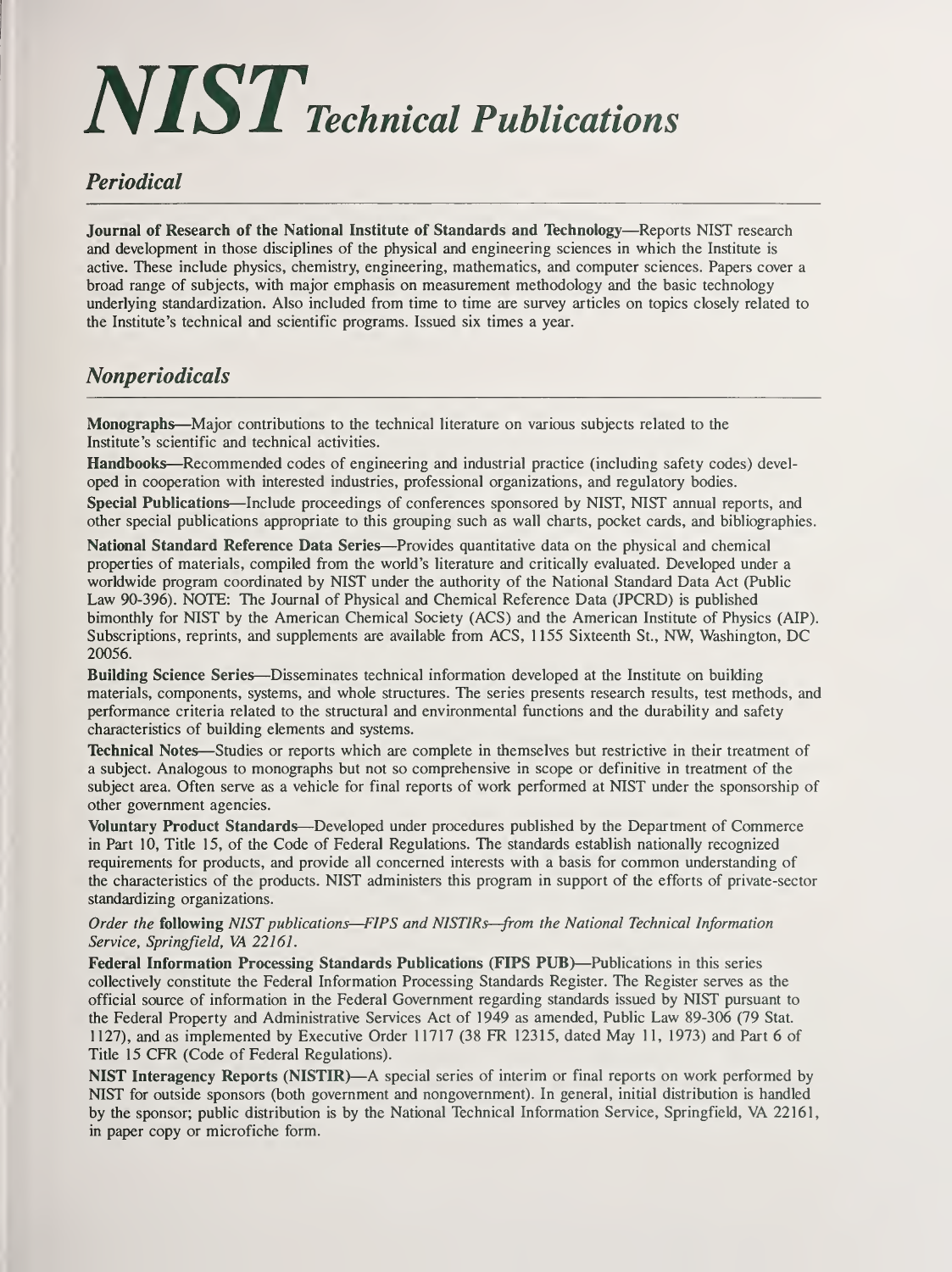# *NIST Technical Publications*

## *Periodical*

**Journal of Research of the National Institute of Standards and Technology**—Reports NIST research and development in those disciplines of the physical and engineering sciences in which the Institute is active. These include physics, chemistry, engineering, mathematics, and computer sciences. Papers cover a broad range of subjects, with major emphasis on measurement methodology and the basic technology underlying standardization. Also included from time to time are survey articles on topics closely related to the Institute's technical and scientific programs. Issued six times a year.

## *Nonperiodicals*

**Monographs**—Major contributions to the technical literature on various subjects related to the Institute's scientific and technical activities.

**Handbooks**—Recommended codes of engineering and industrial practice (including safety codes) developed in cooperation with interested industries, professional organizations, and regulatory bodies.

**Special Publications**—Include proceedings of conferences sponsored by NIST, NIST annual reports, and other special publications appropriate to this grouping such as wall charts, pocket cards, and bibliographies.

**National Standard Reference Data Series**—Provides quantitative data on the physical and chemical properties of materials, compiled from the world's literature and critically evaluated. Developed under a worldwide program coordinated by NIST under the authority of the National Standard Data Act (Public Law 90-396). NOTE: The Journal of Physical and Chemical Reference Data (JPCRD) is published bimonthly for NIST by the American Chemical Society (ACS) and the American Institute of Physics (AIP). Subscriptions, reprints, and supplements are available from ACS, 1155 Sixteenth St., NW, Washington, DC 20056.

**Building Science Series**—Disseminates technical information developed at the Institute on building materials, components, systems, and whole structures. The series presents research results, test methods, and performance criteria related to the structural and environmental functions and the durability and safety characteristics of building elements and systems.

**Technical Notes**—Studies or reports which are complete in themselves but restrictive in their treatment of a subject. Analogous to monographs but not so comprehensive in scope or definitive in treatment of the subject area. Often serve as a vehicle for final reports of work performed at NIST under the sponsorship of other government agencies.

**Voluntary Product Standards**—Developed under procedures published by the Department of Commerce in Part 10, Title 15, of the Code of Federal Regulations. The standards establish nationally recognized requirements for products, and provide all concerned interests with a basis for common understanding of the characteristics of the products. NIST administers this program in support of the efforts of private-sector standardizing organizations.

*Order the* **following** *NIST publications—FIPS and NISTIRs—from the National Technical Information Service, Springfield, VA 22161.*

**Federal Information Processing Standards Publications (FIPS PUB)**—Publications in this series collectively constitute the Federal Information Processing Standards Register. The Register serves as the official source of information in the Federal Government regarding standards issued by NIST pursuant to the Federal Property and Administrative Services Act of 1949 as amended, Public Law 89-306 (79 Stat. 1127), and as implemented by Executive Order 11717 (38 FR 12315, dated May 11, 1973) and Part 6 of Title 15 CFR (Code of Federal Regulations).

**NIST Interagency Reports (NISTIR)**—A special series of interim or final reports on work performed by NIST for outside sponsors (both government and nongovernment). In general, initial distribution is handled by the sponsor; public distribution is by the National Technical Information Service, Springfield, VA 22161, in paper copy or microfiche form.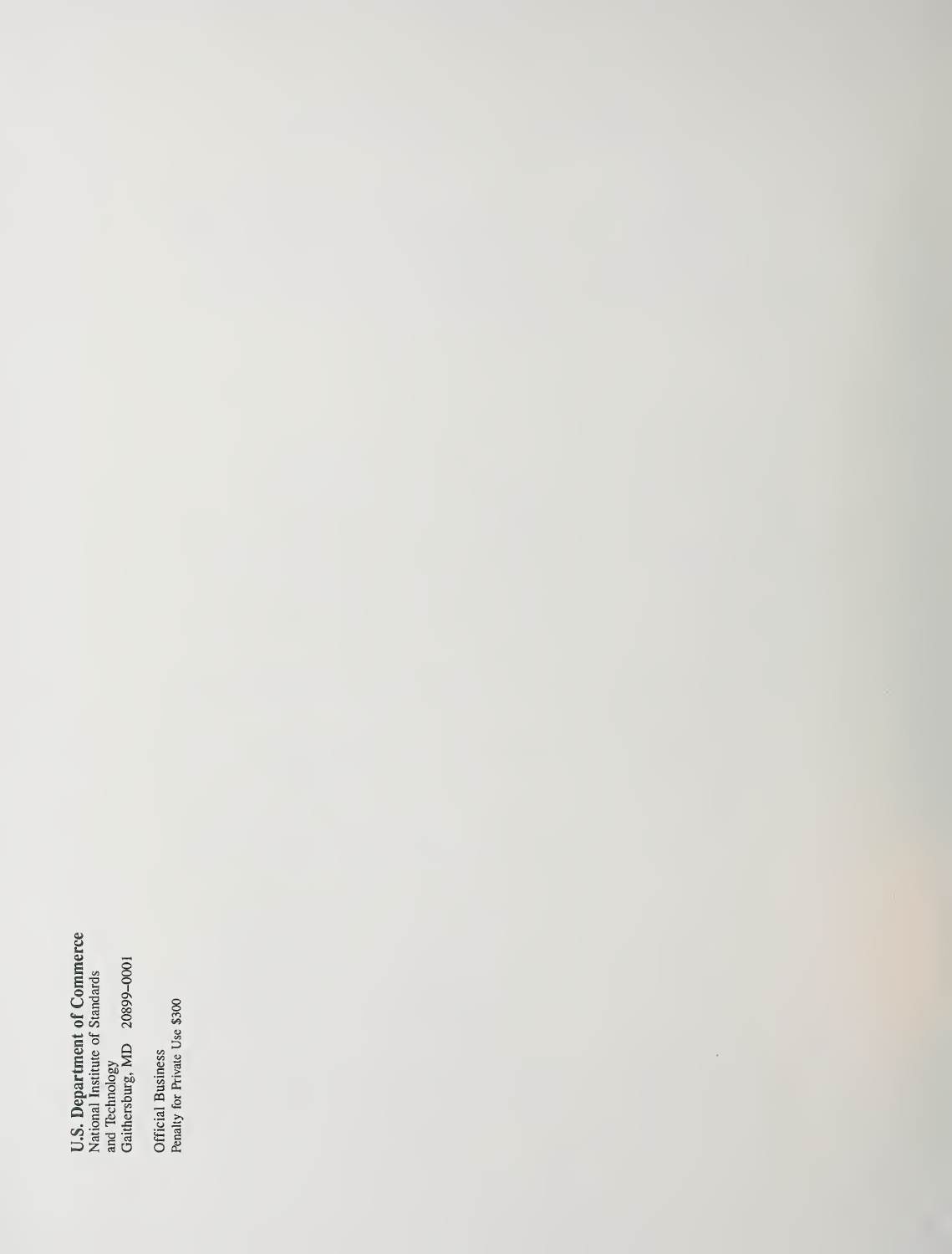**U.S. Department of Commerce**
National Institute of Standards
and Technology
Gaithersburg, MD 20899–0001

Official Business
Penalty for Private Use $300